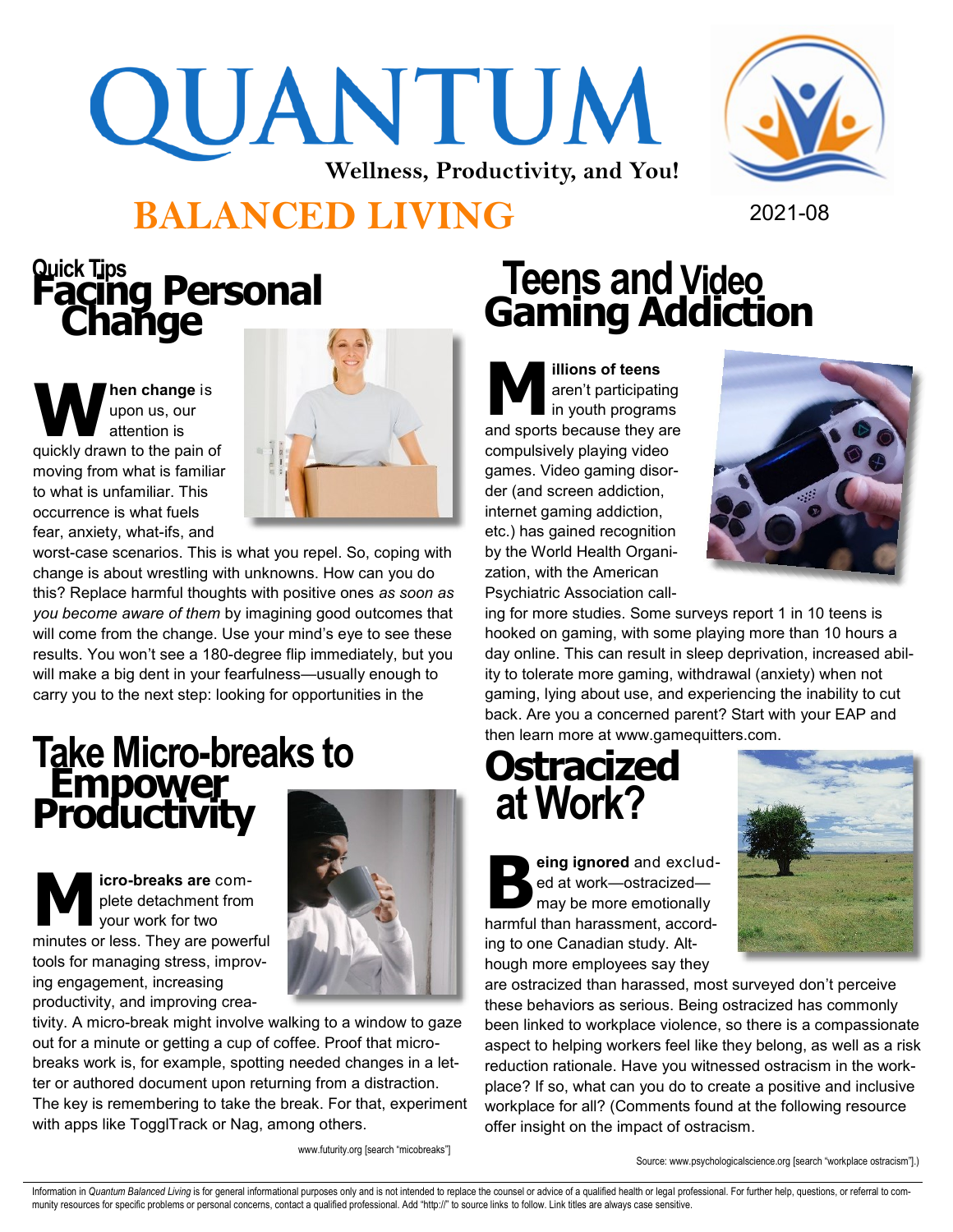# QUANTUM

**Wellness, Productivity, and You!**

# BALANCED LIVING

2021-08

## Quick Tips Facing Personal Change

**When change** is upon us, our attention is quickly drawn to the pain of moving from what is familiar to what is unfamiliar. This occurrence is what fuels fear, anxiety, what-ifs, and worst-case scenarios. This is what you repel. So, coping with change is about wrestling with unknowns. How can you do this? Replace harmful thoughts with positive ones *as soon as you become aware of them* by imagining good outcomes that will come from the change. Use your mind's eye to see these results. You won't see a 180-degree flip immediately, but you will make a big dent in your fearfulness—usually enough to carry you to the next step: looking for opportunities in the

## Take Micro-breaks to Empower Productivity

**Micro-breaks are** complete detachment from your work for two minutes or less. They are powerful tools for managing stress, improving engagement, increasing productivity, and improving creativity. A micro-break might involve walking to a window to gaze out for a minute or getting a cup of coffee. Proof that micro-breaks work is, for example, spotting needed changes in a letter or authored document upon returning from a distraction. The key is remembering to take the break. For that, experiment with apps like TogglTrack or Nag, among others.

www.futurity.org [search "micobreaks"]

## Teens and Video Gaming Addiction

**Millions of teens** aren't participating in youth programs and sports because they are compulsively playing video games. Video gaming disorder (and screen addiction, internet gaming addiction, etc.) has gained recognition by the World Health Organization, with the American Psychiatric Association calling for more studies. Some surveys report 1 in 10 teens is hooked on gaming, with some playing more than 10 hours a day online. This can result in sleep deprivation, increased ability to tolerate more gaming, withdrawal (anxiety) when not gaming, lying about use, and experiencing the inability to cut back. Are you a concerned parent? Start with your EAP and then learn more at www.gamequitters.com.

## Ostracized at Work?

**Being ignored** and excluded at work—ostracized—may be more emotionally harmful than harassment, according to one Canadian study. Although more employees say they are ostracized than harassed, most surveyed don't perceive these behaviors as serious. Being ostracized has commonly been linked to workplace violence, so there is a compassionate aspect to helping workers feel like they belong, as well as a risk reduction rationale. Have you witnessed ostracism in the workplace? If so, what can you do to create a positive and inclusive workplace for all? (Comments found at the following resource offer insight on the impact of ostracism.

Source: www.psychologicalscience.org [search "workplace ostracism"].)

Information in *Quantum Balanced Living* is for general informational purposes only and is not intended to replace the counsel or advice of a qualified health or legal professional. For further help, questions, or referral to community resources for specific problems or personal concerns, contact a qualified professional. Add "http://" to source links to follow. Link titles are always case sensitive.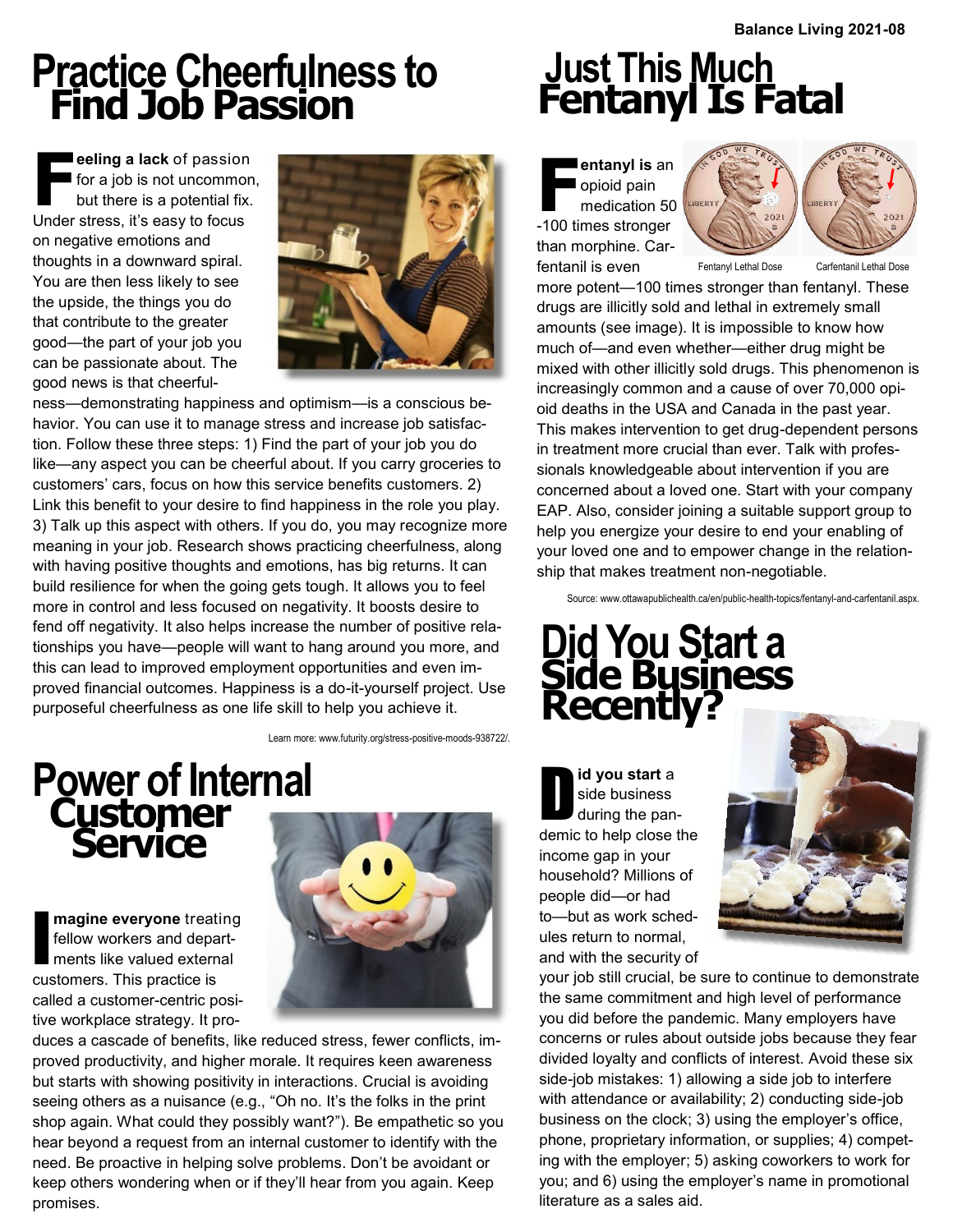# Practice Cheerfulness to Find Job Passion

**Feeling a lack** of passion for a job is not uncommon, but there is a potential fix. Under stress, it's easy to focus on negative emotions and thoughts in a downward spiral. You are then less likely to see the upside, the things you do that contribute to the greater good—the part of your job you can be passionate about. The good news is that cheerfulness—demonstrating happiness and optimism—is a conscious behavior. You can use it to manage stress and increase job satisfaction. Follow these three steps: 1) Find the part of your job you do like—any aspect you can be cheerful about. If you carry groceries to customers' cars, focus on how this service benefits customers. 2) Link this benefit to your desire to find happiness in the role you play. 3) Talk up this aspect with others. If you do, you may recognize more meaning in your job. Research shows practicing cheerfulness, along with having positive thoughts and emotions, has big returns. It can build resilience for when the going gets tough. It allows you to feel more in control and less focused on negativity. It boosts desire to fend off negativity. It also helps increase the number of positive relationships you have—people will want to hang around you more, and this can lead to improved employment opportunities and even improved financial outcomes. Happiness is a do-it-yourself project. Use purposeful cheerfulness as one life skill to help you achieve it.

Learn more: www.futurity.org/stress-positive-moods-938722/.

# Power of Internal Customer Service

**Imagine everyone** treating fellow workers and departments like valued external customers. This practice is called a customer-centric positive workplace strategy. It produces a cascade of benefits, like reduced stress, fewer conflicts, improved productivity, and higher morale. It requires keen awareness but starts with showing positivity in interactions. Crucial is avoiding seeing others as a nuisance (e.g., "Oh no. It's the folks in the print shop again. What could they possibly want?"). Be empathetic so you hear beyond a request from an internal customer to identify with the need. Be proactive in helping solve problems. Don't be avoidant or keep others wondering when or if they'll hear from you again. Keep promises.

# Just This Much Fentanyl Is Fatal

Fentanyl Lethal Dose

Carfentanil Lethal Dose

**Fentanyl is** an opioid pain medication 50-100 times stronger than morphine. Carfentanil is even more potent—100 times stronger than fentanyl. These drugs are illicitly sold and lethal in extremely small amounts (see image). It is impossible to know how much of—and even whether—either drug might be mixed with other illicitly sold drugs. This phenomenon is increasingly common and a cause of over 70,000 opioid deaths in the USA and Canada in the past year. This makes intervention to get drug-dependent persons in treatment more crucial than ever. Talk with professionals knowledgeable about intervention if you are concerned about a loved one. Start with your company EAP. Also, consider joining a suitable support group to help you energize your desire to end your enabling of your loved one and to empower change in the relationship that makes treatment non-negotiable.

Source: www.ottawapublichealth.ca/en/public-health-topics/fentanyl-and-carfentanil.aspx.

# Did You Start a Side Business Recently?

**Did you start** a side business during the pandemic to help close the income gap in your household? Millions of people did—or had to—but as work schedules return to normal, and with the security of your job still crucial, be sure to continue to demonstrate the same commitment and high level of performance you did before the pandemic. Many employers have concerns or rules about outside jobs because they fear divided loyalty and conflicts of interest. Avoid these six side-job mistakes: 1) allowing a side job to interfere with attendance or availability; 2) conducting side-job business on the clock; 3) using the employer's office, phone, proprietary information, or supplies; 4) competing with the employer; 5) asking coworkers to work for you; and 6) using the employer's name in promotional literature as a sales aid.